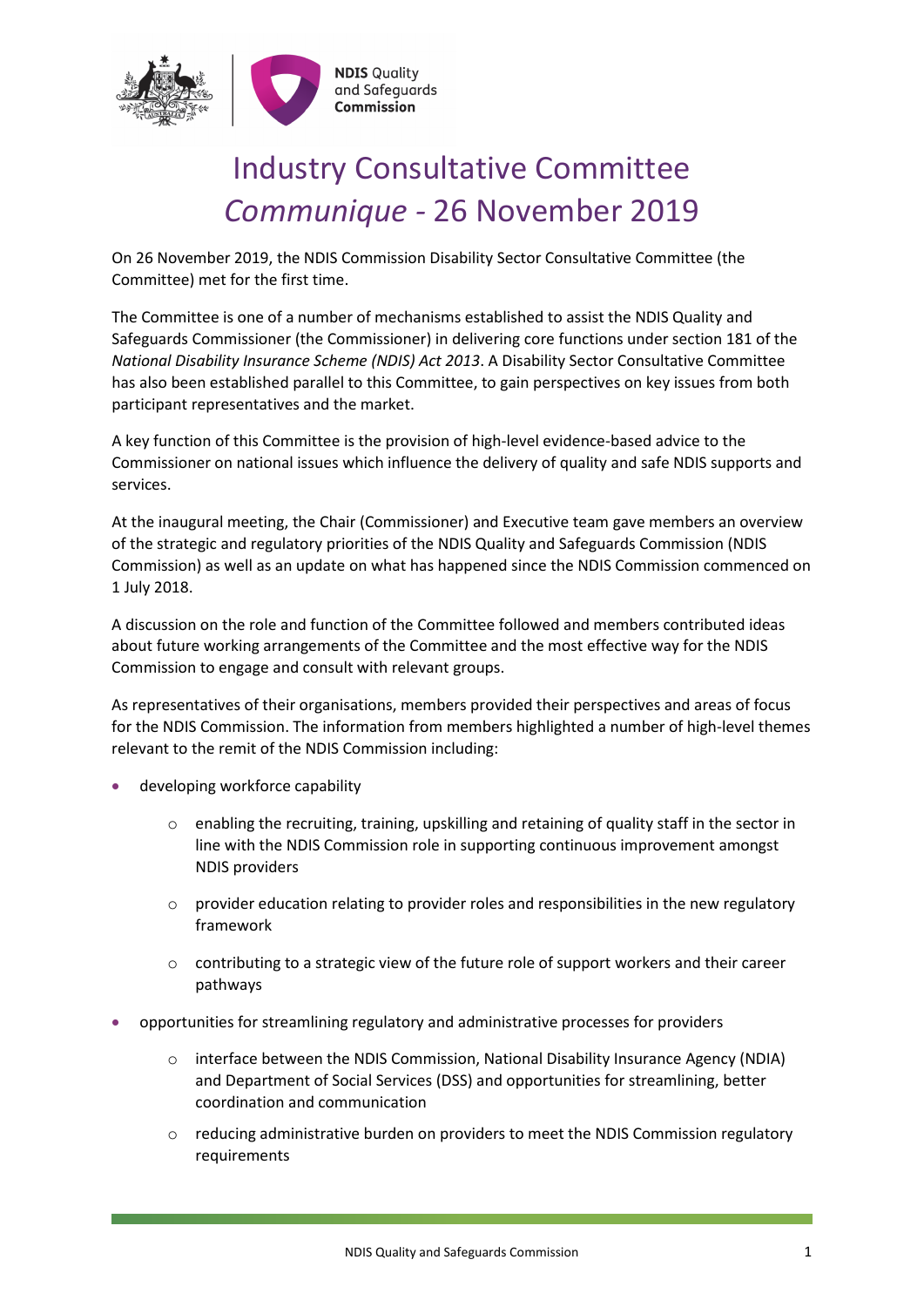# Industry Consultative Committee *Communique* - 26 November 2019

On 26 November 2019, the NDIS Commission Disability Sector Consultative Committee (the Committee) met for the first time.

The Committee is one of a number of mechanisms established to assist the NDIS Quality and Safeguards Commissioner (the Commissioner) in delivering core functions under section 181 of the *National Disability Insurance Scheme (NDIS) Act 2013*. A Disability Sector Consultative Committee has also been established parallel to this Committee, to gain perspectives on key issues from both participant representatives and the market.

A key function of this Committee is the provision of high-level evidence-based advice to the Commissioner on national issues which influence the delivery of quality and safe NDIS supports and services.

At the inaugural meeting, the Chair (Commissioner) and Executive team gave members an overview of the strategic and regulatory priorities of the NDIS Quality and Safeguards Commission (NDIS Commission) as well as an update on what has happened since the NDIS Commission commenced on 1 July 2018.

A discussion on the role and function of the Committee followed and members contributed ideas about future working arrangements of the Committee and the most effective way for the NDIS Commission to engage and consult with relevant groups.

As representatives of their organisations, members provided their perspectives and areas of focus for the NDIS Commission. The information from members highlighted a number of high-level themes relevant to the remit of the NDIS Commission including:

- developing workforce capability
  - enabling the recruiting, training, upskilling and retaining of quality staff in the sector in line with the NDIS Commission role in supporting continuous improvement amongst NDIS providers
  - provider education relating to provider roles and responsibilities in the new regulatory framework
  - contributing to a strategic view of the future role of support workers and their career pathways
- opportunities for streamlining regulatory and administrative processes for providers
  - interface between the NDIS Commission, National Disability Insurance Agency (NDIA) and Department of Social Services (DSS) and opportunities for streamlining, better coordination and communication
  - reducing administrative burden on providers to meet the NDIS Commission regulatory requirements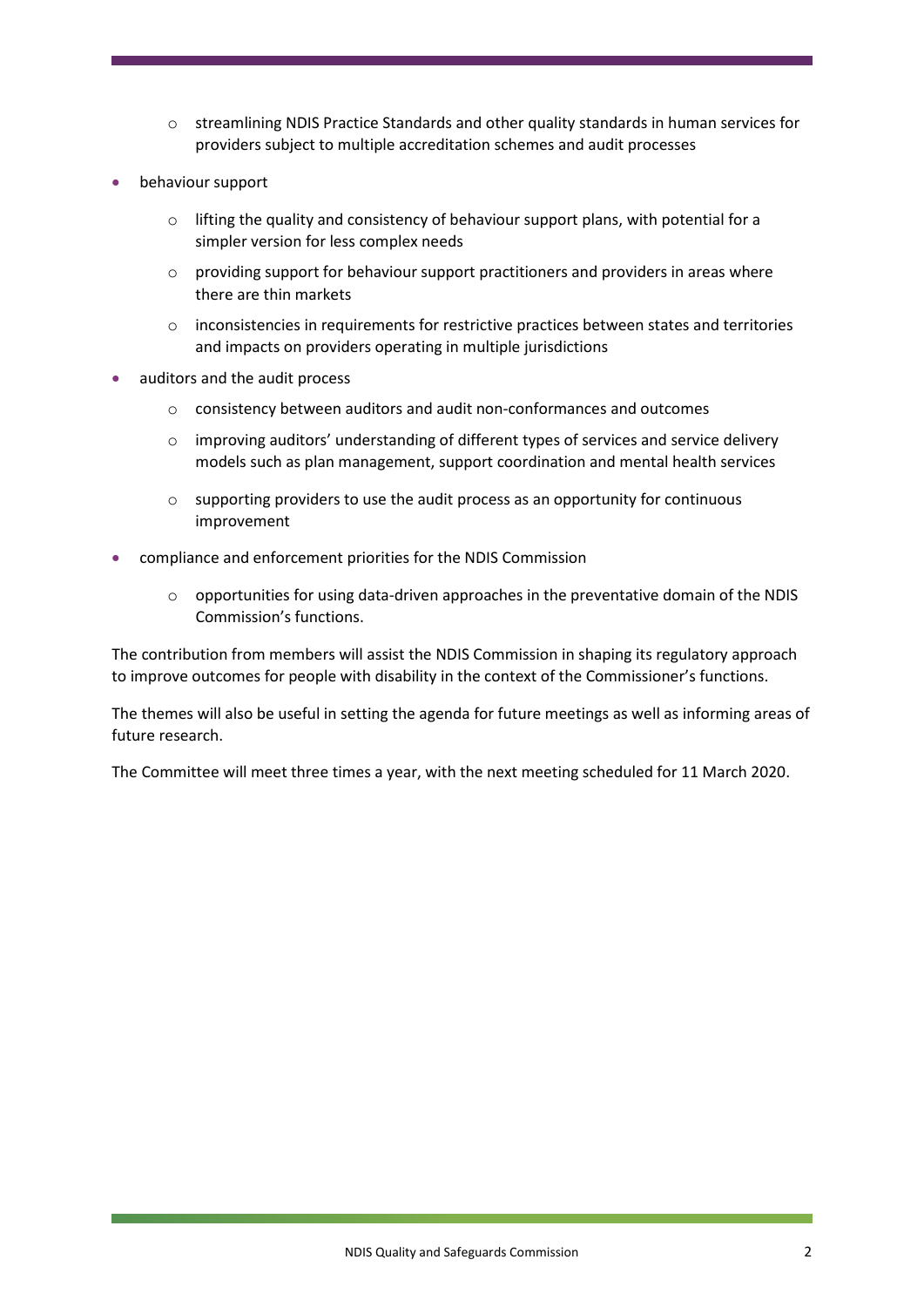- streamlining NDIS Practice Standards and other quality standards in human services for providers subject to multiple accreditation schemes and audit processes
- behaviour support
  - lifting the quality and consistency of behaviour support plans, with potential for a simpler version for less complex needs
  - providing support for behaviour support practitioners and providers in areas where there are thin markets
  - inconsistencies in requirements for restrictive practices between states and territories and impacts on providers operating in multiple jurisdictions
- auditors and the audit process
  - consistency between auditors and audit non-conformances and outcomes
  - improving auditors' understanding of different types of services and service delivery models such as plan management, support coordination and mental health services
  - supporting providers to use the audit process as an opportunity for continuous improvement
- compliance and enforcement priorities for the NDIS Commission
  - opportunities for using data-driven approaches in the preventative domain of the NDIS Commission's functions.

The contribution from members will assist the NDIS Commission in shaping its regulatory approach to improve outcomes for people with disability in the context of the Commissioner's functions.

The themes will also be useful in setting the agenda for future meetings as well as informing areas of future research.

The Committee will meet three times a year, with the next meeting scheduled for 11 March 2020.